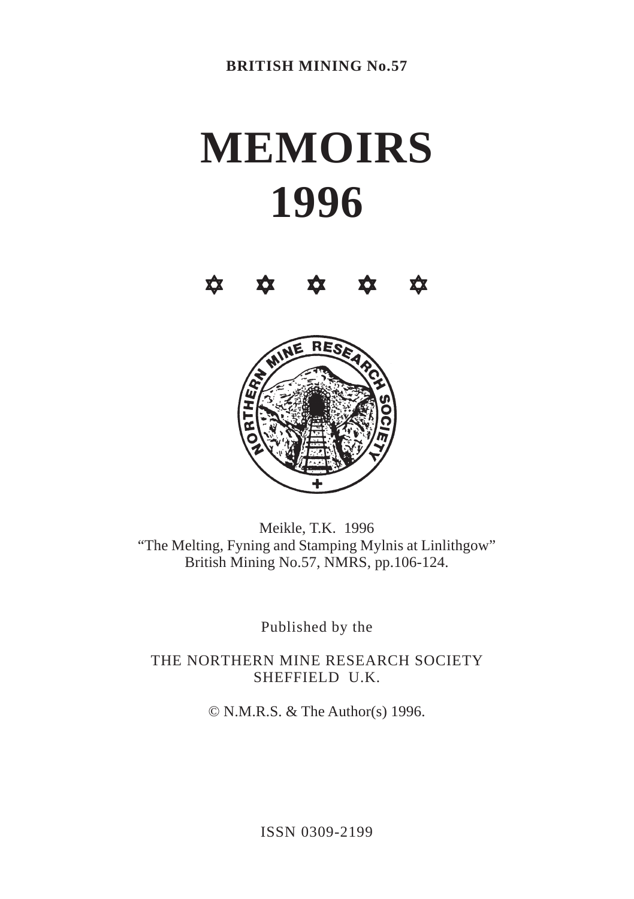**BRITISH MINING No.57**

# MEMOIRS
# 1996

✡ ✡ ✡ ✡ ✡

Meikle, T.K. 1996
"The Melting, Fyning and Stamping Mylnis at Linlithgow"
British Mining No.57, NMRS, pp.106-124.

Published by the

THE NORTHERN MINE RESEARCH SOCIETY
SHEFFIELD U.K.

© N.M.R.S. & The Author(s) 1996.

ISSN 0309-2199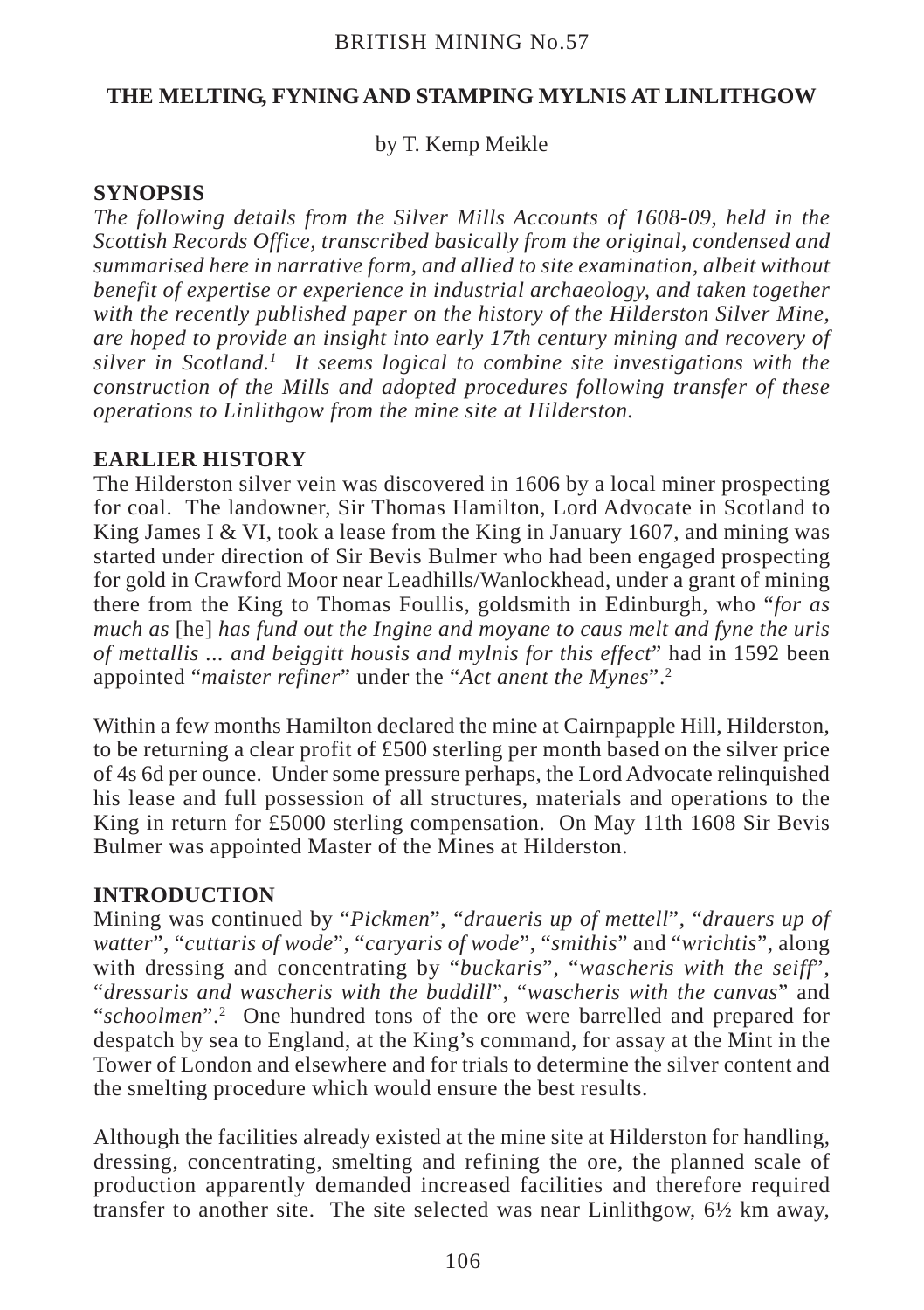BRITISH MINING No.57

# THE MELTING, FYNING AND STAMPING MYLNIS AT LINLITHGOW

by T. Kemp Meikle

## SYNOPSIS

*The following details from the Silver Mills Accounts of 1608-09, held in the Scottish Records Office, transcribed basically from the original, condensed and summarised here in narrative form, and allied to site examination, albeit without benefit of expertise or experience in industrial archaeology, and taken together with the recently published paper on the history of the Hilderston Silver Mine, are hoped to provide an insight into early 17th century mining and recovery of silver in Scotland.*[1] *It seems logical to combine site investigations with the construction of the Mills and adopted procedures following transfer of these operations to Linlithgow from the mine site at Hilderston.*

## EARLIER HISTORY

The Hilderston silver vein was discovered in 1606 by a local miner prospecting for coal. The landowner, Sir Thomas Hamilton, Lord Advocate in Scotland to King James I & VI, took a lease from the King in January 1607, and mining was started under direction of Sir Bevis Bulmer who had been engaged prospecting for gold in Crawford Moor near Leadhills/Wanlockhead, under a grant of mining there from the King to Thomas Foullis, goldsmith in Edinburgh, who "*for as much as* [he] *has fund out the Ingine and moyane to caus melt and fyne the uris of mettallis ... and beiggitt housis and mylnis for this effect*" had in 1592 been appointed "*maister refiner*" under the "*Act anent the Mynes*".[2]

Within a few months Hamilton declared the mine at Cairnpapple Hill, Hilderston, to be returning a clear profit of £500 sterling per month based on the silver price of 4s 6d per ounce. Under some pressure perhaps, the Lord Advocate relinquished his lease and full possession of all structures, materials and operations to the King in return for £5000 sterling compensation. On May 11th 1608 Sir Bevis Bulmer was appointed Master of the Mines at Hilderston.

## INTRODUCTION

Mining was continued by "*Pickmen*", "*draueris up of mettell*", "*drauers up of watter*", "*cuttaris of wode*", "*caryaris of wode*", "*smithis*" and "*wrichtis*", along with dressing and concentrating by "*buckaris*", "*wascheris with the seiff*", "*dressaris and wascheris with the buddill*", "*wascheris with the canvas*" and "*schoolmen*".[2] One hundred tons of the ore were barrelled and prepared for despatch by sea to England, at the King's command, for assay at the Mint in the Tower of London and elsewhere and for trials to determine the silver content and the smelting procedure which would ensure the best results.

Although the facilities already existed at the mine site at Hilderston for handling, dressing, concentrating, smelting and refining the ore, the planned scale of production apparently demanded increased facilities and therefore required transfer to another site. The site selected was near Linlithgow, 6½ km away,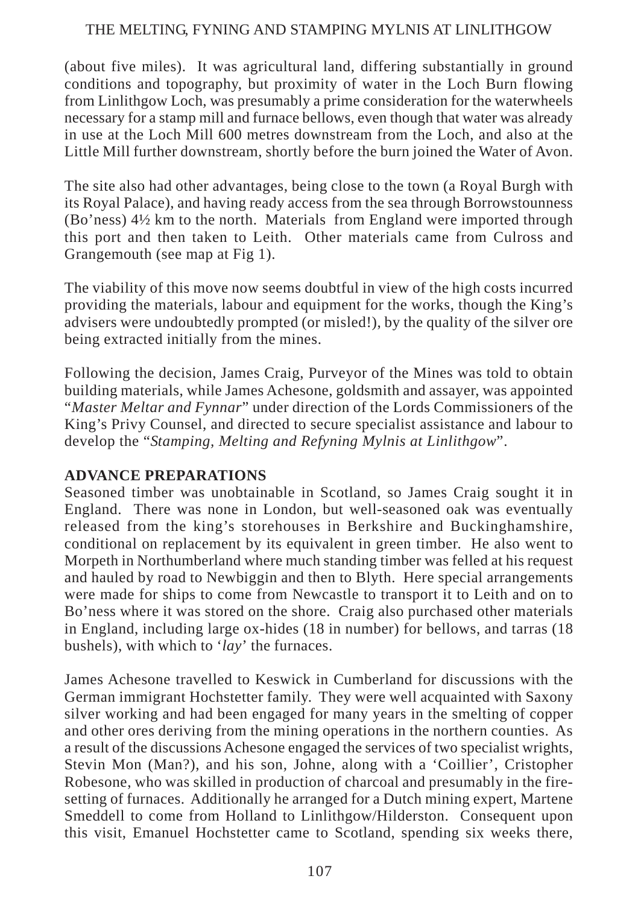(about five miles). It was agricultural land, differing substantially in ground conditions and topography, but proximity of water in the Loch Burn flowing from Linlithgow Loch, was presumably a prime consideration for the waterwheels necessary for a stamp mill and furnace bellows, even though that water was already in use at the Loch Mill 600 metres downstream from the Loch, and also at the Little Mill further downstream, shortly before the burn joined the Water of Avon.

The site also had other advantages, being close to the town (a Royal Burgh with its Royal Palace), and having ready access from the sea through Borrowstounness (Bo'ness) 4½ km to the north. Materials from England were imported through this port and then taken to Leith. Other materials came from Culross and Grangemouth (see map at Fig 1).

The viability of this move now seems doubtful in view of the high costs incurred providing the materials, labour and equipment for the works, though the King's advisers were undoubtedly prompted (or misled!), by the quality of the silver ore being extracted initially from the mines.

Following the decision, James Craig, Purveyor of the Mines was told to obtain building materials, while James Achesone, goldsmith and assayer, was appointed "*Master Meltar and Fynnar*" under direction of the Lords Commissioners of the King's Privy Counsel, and directed to secure specialist assistance and labour to develop the "*Stamping, Melting and Refyning Mylnis at Linlithgow*".

## ADVANCE PREPARATIONS

Seasoned timber was unobtainable in Scotland, so James Craig sought it in England. There was none in London, but well-seasoned oak was eventually released from the king's storehouses in Berkshire and Buckinghamshire, conditional on replacement by its equivalent in green timber. He also went to Morpeth in Northumberland where much standing timber was felled at his request and hauled by road to Newbiggin and then to Blyth. Here special arrangements were made for ships to come from Newcastle to transport it to Leith and on to Bo'ness where it was stored on the shore. Craig also purchased other materials in England, including large ox-hides (18 in number) for bellows, and tarras (18 bushels), with which to '*lay*' the furnaces.

James Achesone travelled to Keswick in Cumberland for discussions with the German immigrant Hochstetter family. They were well acquainted with Saxony silver working and had been engaged for many years in the smelting of copper and other ores deriving from the mining operations in the northern counties. As a result of the discussions Achesone engaged the services of two specialist wrights, Stevin Mon (Man?), and his son, Johne, along with a 'Coillier', Cristopher Robesone, who was skilled in production of charcoal and presumably in the fire-setting of furnaces. Additionally he arranged for a Dutch mining expert, Martene Smeddell to come from Holland to Linlithgow/Hilderston. Consequent upon this visit, Emanuel Hochstetter came to Scotland, spending six weeks there,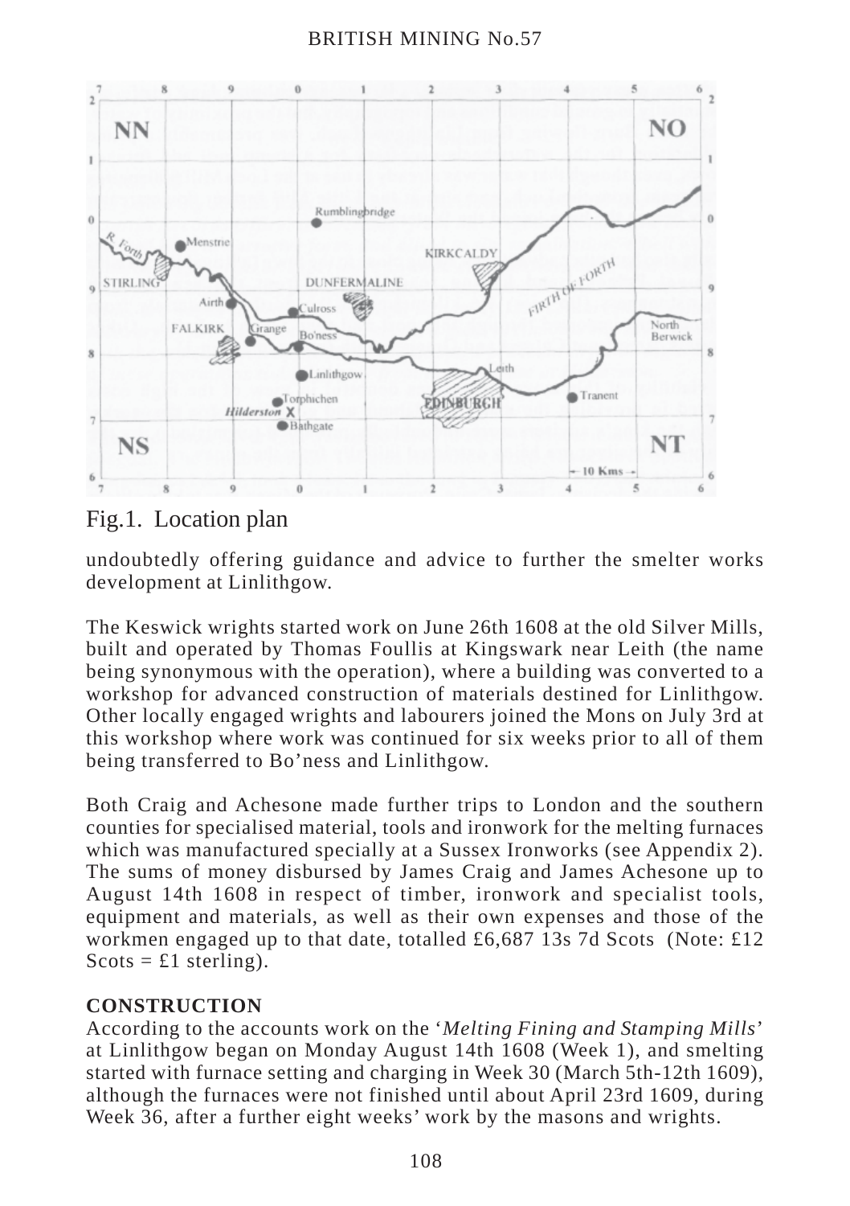Fig.1. Location plan

undoubtedly offering guidance and advice to further the smelter works development at Linlithgow.

The Keswick wrights started work on June 26th 1608 at the old Silver Mills, built and operated by Thomas Foullis at Kingswark near Leith (the name being synonymous with the operation), where a building was converted to a workshop for advanced construction of materials destined for Linlithgow. Other locally engaged wrights and labourers joined the Mons on July 3rd at this workshop where work was continued for six weeks prior to all of them being transferred to Bo'ness and Linlithgow.

Both Craig and Achesone made further trips to London and the southern counties for specialised material, tools and ironwork for the melting furnaces which was manufactured specially at a Sussex Ironworks (see Appendix 2). The sums of money disbursed by James Craig and James Achesone up to August 14th 1608 in respect of timber, ironwork and specialist tools, equipment and materials, as well as their own expenses and those of the workmen engaged up to that date, totalled £6,687 13s 7d Scots (Note: £12 Scots = £1 sterling).

**CONSTRUCTION**

According to the accounts work on the '*Melting Fining and Stamping Mills*' at Linlithgow began on Monday August 14th 1608 (Week 1), and smelting started with furnace setting and charging in Week 30 (March 5th-12th 1609), although the furnaces were not finished until about April 23rd 1609, during Week 36, after a further eight weeks' work by the masons and wrights.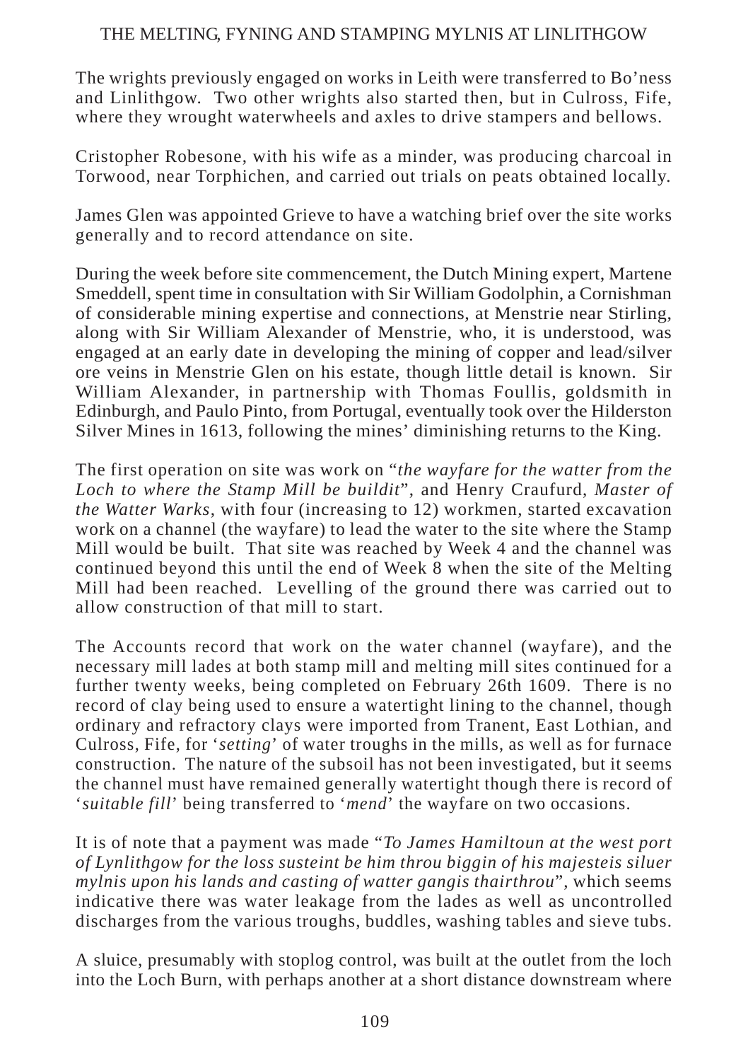The wrights previously engaged on works in Leith were transferred to Bo'ness and Linlithgow. Two other wrights also started then, but in Culross, Fife, where they wrought waterwheels and axles to drive stampers and bellows.

Cristopher Robesone, with his wife as a minder, was producing charcoal in Torwood, near Torphichen, and carried out trials on peats obtained locally.

James Glen was appointed Grieve to have a watching brief over the site works generally and to record attendance on site.

During the week before site commencement, the Dutch Mining expert, Martene Smeddell, spent time in consultation with Sir William Godolphin, a Cornishman of considerable mining expertise and connections, at Menstrie near Stirling, along with Sir William Alexander of Menstrie, who, it is understood, was engaged at an early date in developing the mining of copper and lead/silver ore veins in Menstrie Glen on his estate, though little detail is known. Sir William Alexander, in partnership with Thomas Foullis, goldsmith in Edinburgh, and Paulo Pinto, from Portugal, eventually took over the Hilderston Silver Mines in 1613, following the mines' diminishing returns to the King.

The first operation on site was work on "*the wayfare for the watter from the Loch to where the Stamp Mill be buildit*", and Henry Craufurd, *Master of the Watter Warks*, with four (increasing to 12) workmen, started excavation work on a channel (the wayfare) to lead the water to the site where the Stamp Mill would be built. That site was reached by Week 4 and the channel was continued beyond this until the end of Week 8 when the site of the Melting Mill had been reached. Levelling of the ground there was carried out to allow construction of that mill to start.

The Accounts record that work on the water channel (wayfare), and the necessary mill lades at both stamp mill and melting mill sites continued for a further twenty weeks, being completed on February 26th 1609. There is no record of clay being used to ensure a watertight lining to the channel, though ordinary and refractory clays were imported from Tranent, East Lothian, and Culross, Fife, for '*setting*' of water troughs in the mills, as well as for furnace construction. The nature of the subsoil has not been investigated, but it seems the channel must have remained generally watertight though there is record of '*suitable fill*' being transferred to '*mend*' the wayfare on two occasions.

It is of note that a payment was made "*To James Hamiltoun at the west port of Lynlithgow for the loss susteint be him throu biggin of his majesteis siluer mylnis upon his lands and casting of watter gangis thairthrou*", which seems indicative there was water leakage from the lades as well as uncontrolled discharges from the various troughs, buddles, washing tables and sieve tubs.

A sluice, presumably with stoplog control, was built at the outlet from the loch into the Loch Burn, with perhaps another at a short distance downstream where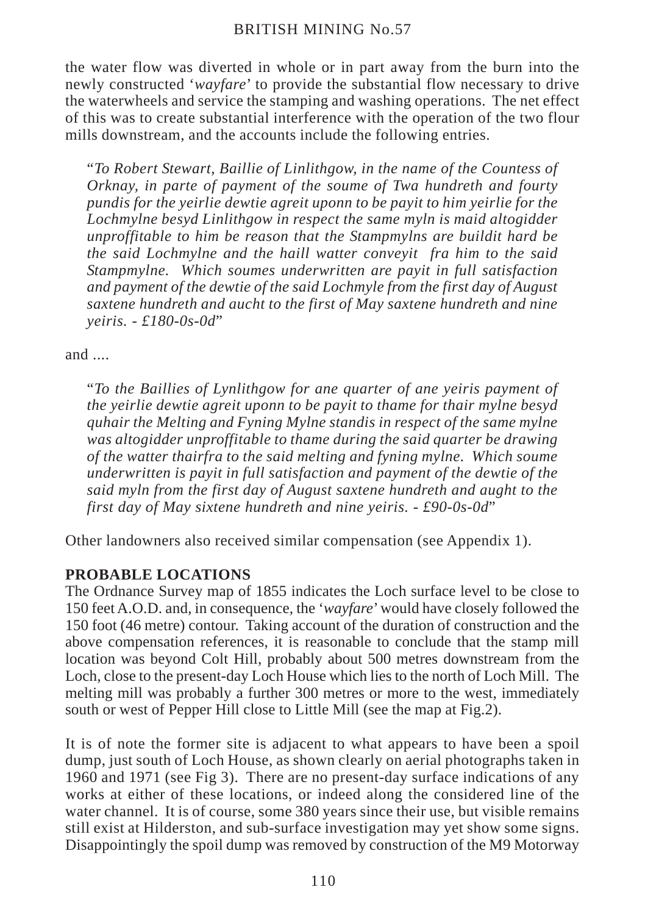the water flow was diverted in whole or in part away from the burn into the newly constructed '*wayfare*' to provide the substantial flow necessary to drive the waterwheels and service the stamping and washing operations. The net effect of this was to create substantial interference with the operation of the two flour mills downstream, and the accounts include the following entries.

> "*To Robert Stewart, Baillie of Linlithgow, in the name of the Countess of Orknay, in parte of payment of the soume of Twa hundreth and fourty pundis for the yeirlie dewtie agreit uponn to be payit to him yeirlie for the Lochmylne besyd Linlithgow in respect the same myln is maid altogidder unproffitable to him be reason that the Stampmylns are buildit hard be the said Lochmylne and the haill watter conveyit fra him to the said Stampmylne. Which soumes underwritten are payit in full satisfaction and payment of the dewtie of the said Lochmyle from the first day of August saxtene hundreth and aucht to the first of May saxtene hundreth and nine yeiris. - £180-0s-0d*"

and ....

> "*To the Baillies of Lynlithgow for ane quarter of ane yeiris payment of the yeirlie dewtie agreit uponn to be payit to thame for thair mylne besyd quhair the Melting and Fyning Mylne standis in respect of the same mylne was altogidder unproffitable to thame during the said quarter be drawing of the watter thairfra to the said melting and fyning mylne. Which soume underwritten is payit in full satisfaction and payment of the dewtie of the said myln from the first day of August saxtene hundreth and aught to the first day of May sixtene hundreth and nine yeiris. - £90-0s-0d*"

Other landowners also received similar compensation (see Appendix 1).

## PROBABLE LOCATIONS

The Ordnance Survey map of 1855 indicates the Loch surface level to be close to 150 feet A.O.D. and, in consequence, the '*wayfare*' would have closely followed the 150 foot (46 metre) contour. Taking account of the duration of construction and the above compensation references, it is reasonable to conclude that the stamp mill location was beyond Colt Hill, probably about 500 metres downstream from the Loch, close to the present-day Loch House which lies to the north of Loch Mill. The melting mill was probably a further 300 metres or more to the west, immediately south or west of Pepper Hill close to Little Mill (see the map at Fig.2).

It is of note the former site is adjacent to what appears to have been a spoil dump, just south of Loch House, as shown clearly on aerial photographs taken in 1960 and 1971 (see Fig 3). There are no present-day surface indications of any works at either of these locations, or indeed along the considered line of the water channel. It is of course, some 380 years since their use, but visible remains still exist at Hilderston, and sub-surface investigation may yet show some signs. Disappointingly the spoil dump was removed by construction of the M9 Motorway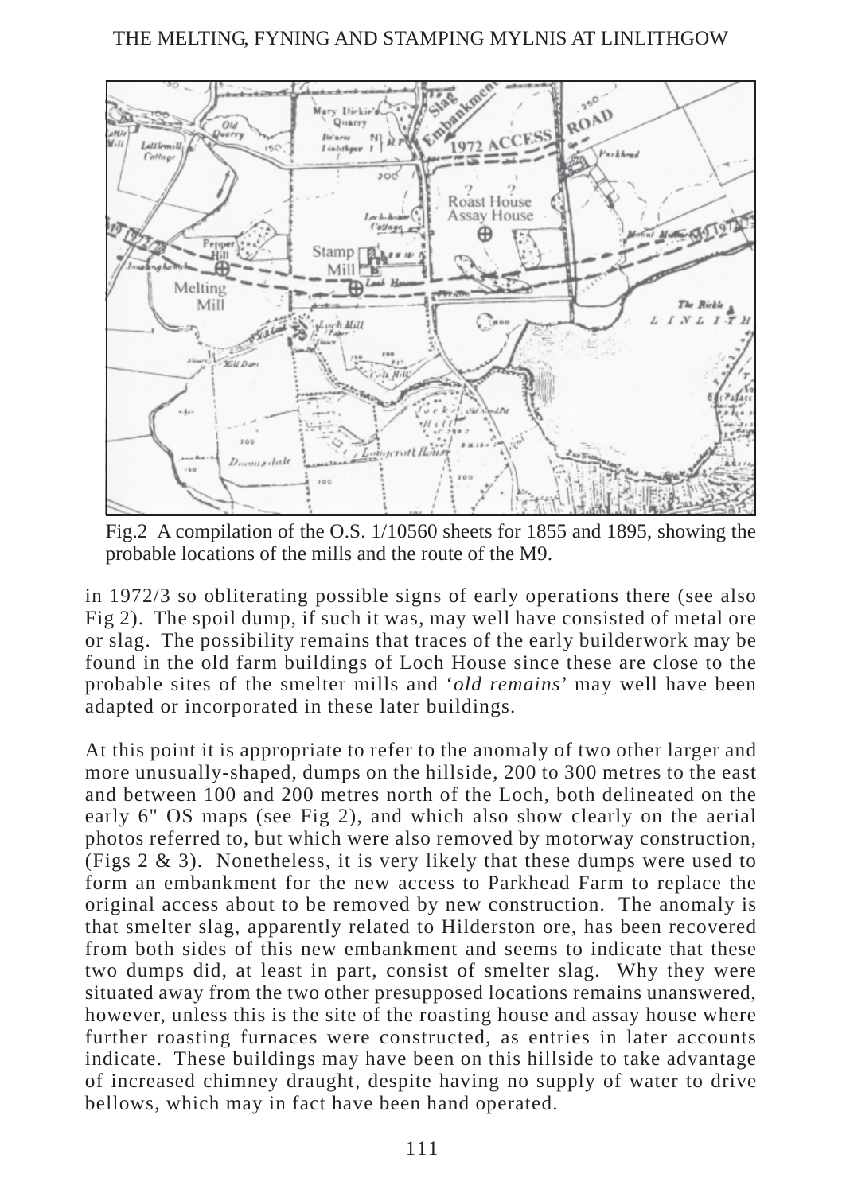Fig.2 A compilation of the O.S. 1/10560 sheets for 1855 and 1895, showing the probable locations of the mills and the route of the M9.

in 1972/3 so obliterating possible signs of early operations there (see also Fig 2). The spoil dump, if such it was, may well have consisted of metal ore or slag. The possibility remains that traces of the early builderwork may be found in the old farm buildings of Loch House since these are close to the probable sites of the smelter mills and '*old remains*' may well have been adapted or incorporated in these later buildings.

At this point it is appropriate to refer to the anomaly of two other larger and more unusually-shaped, dumps on the hillside, 200 to 300 metres to the east and between 100 and 200 metres north of the Loch, both delineated on the early 6" OS maps (see Fig 2), and which also show clearly on the aerial photos referred to, but which were also removed by motorway construction, (Figs 2 & 3). Nonetheless, it is very likely that these dumps were used to form an embankment for the new access to Parkhead Farm to replace the original access about to be removed by new construction. The anomaly is that smelter slag, apparently related to Hilderston ore, has been recovered from both sides of this new embankment and seems to indicate that these two dumps did, at least in part, consist of smelter slag. Why they were situated away from the two other presupposed locations remains unanswered, however, unless this is the site of the roasting house and assay house where further roasting furnaces were constructed, as entries in later accounts indicate. These buildings may have been on this hillside to take advantage of increased chimney draught, despite having no supply of water to drive bellows, which may in fact have been hand operated.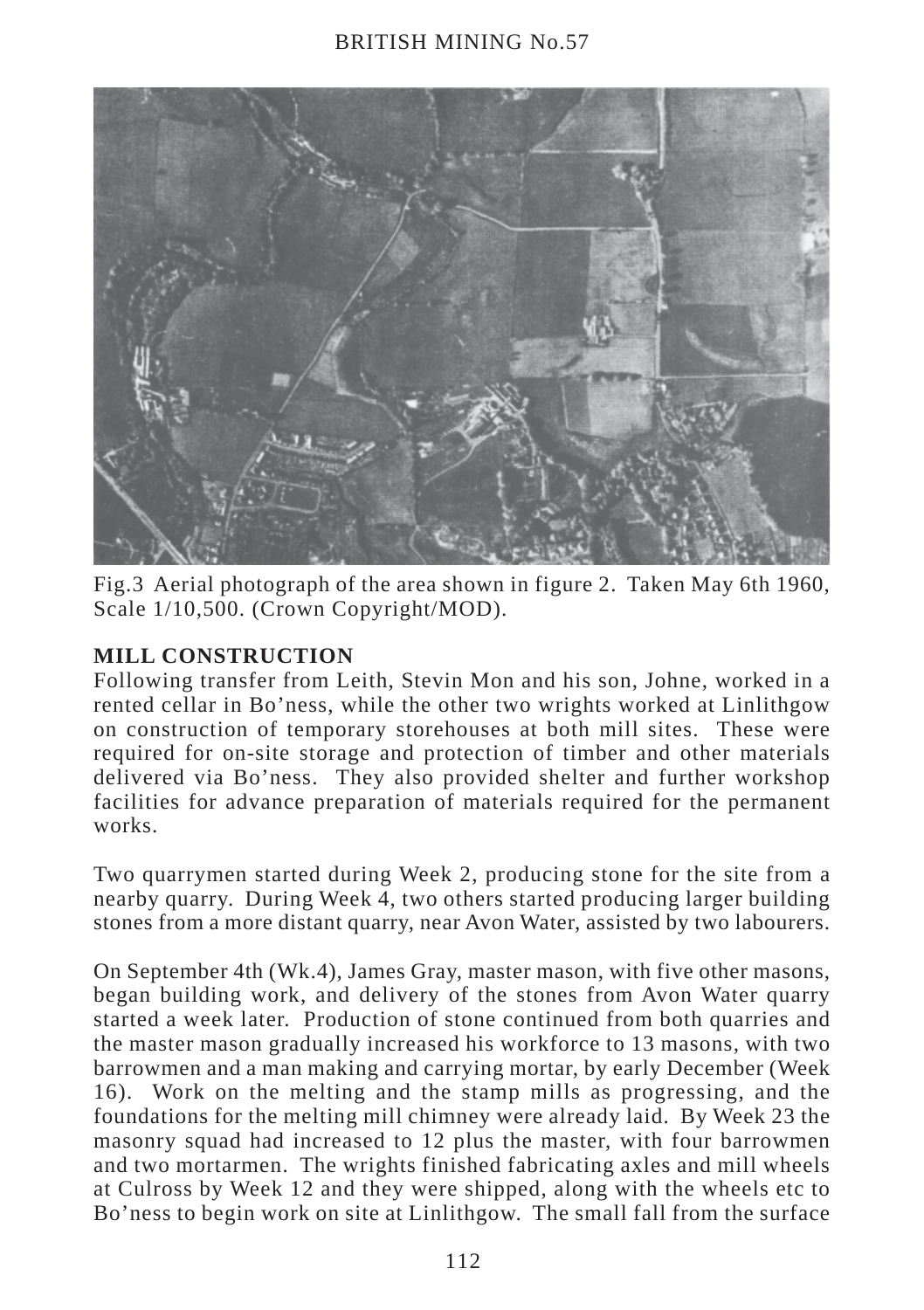Fig.3 Aerial photograph of the area shown in figure 2. Taken May 6th 1960, Scale 1/10,500. (Crown Copyright/MOD).

## MILL CONSTRUCTION

Following transfer from Leith, Stevin Mon and his son, Johne, worked in a rented cellar in Bo'ness, while the other two wrights worked at Linlithgow on construction of temporary storehouses at both mill sites. These were required for on-site storage and protection of timber and other materials delivered via Bo'ness. They also provided shelter and further workshop facilities for advance preparation of materials required for the permanent works.

Two quarrymen started during Week 2, producing stone for the site from a nearby quarry. During Week 4, two others started producing larger building stones from a more distant quarry, near Avon Water, assisted by two labourers.

On September 4th (Wk.4), James Gray, master mason, with five other masons, began building work, and delivery of the stones from Avon Water quarry started a week later. Production of stone continued from both quarries and the master mason gradually increased his workforce to 13 masons, with two barrowmen and a man making and carrying mortar, by early December (Week 16). Work on the melting and the stamp mills as progressing, and the foundations for the melting mill chimney were already laid. By Week 23 the masonry squad had increased to 12 plus the master, with four barrowmen and two mortarmen. The wrights finished fabricating axles and mill wheels at Culross by Week 12 and they were shipped, along with the wheels etc to Bo'ness to begin work on site at Linlithgow. The small fall from the surface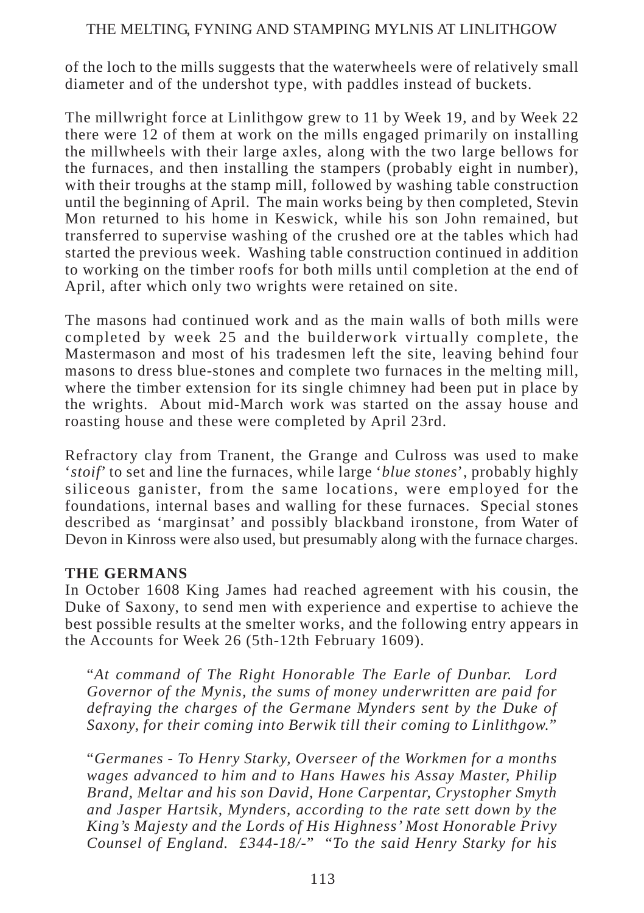of the loch to the mills suggests that the waterwheels were of relatively small diameter and of the undershot type, with paddles instead of buckets.

The millwright force at Linlithgow grew to 11 by Week 19, and by Week 22 there were 12 of them at work on the mills engaged primarily on installing the millwheels with their large axles, along with the two large bellows for the furnaces, and then installing the stampers (probably eight in number), with their troughs at the stamp mill, followed by washing table construction until the beginning of April. The main works being by then completed, Stevin Mon returned to his home in Keswick, while his son John remained, but transferred to supervise washing of the crushed ore at the tables which had started the previous week. Washing table construction continued in addition to working on the timber roofs for both mills until completion at the end of April, after which only two wrights were retained on site.

The masons had continued work and as the main walls of both mills were completed by week 25 and the builderwork virtually complete, the Mastermason and most of his tradesmen left the site, leaving behind four masons to dress blue-stones and complete two furnaces in the melting mill, where the timber extension for its single chimney had been put in place by the wrights. About mid-March work was started on the assay house and roasting house and these were completed by April 23rd.

Refractory clay from Tranent, the Grange and Culross was used to make '*stoif*' to set and line the furnaces, while large '*blue stones*', probably highly siliceous ganister, from the same locations, were employed for the foundations, internal bases and walling for these furnaces. Special stones described as 'marginsat' and possibly blackband ironstone, from Water of Devon in Kinross were also used, but presumably along with the furnace charges.

**THE GERMANS**

In October 1608 King James had reached agreement with his cousin, the Duke of Saxony, to send men with experience and expertise to achieve the best possible results at the smelter works, and the following entry appears in the Accounts for Week 26 (5th-12th February 1609).

> "*At command of The Right Honorable The Earle of Dunbar. Lord Governor of the Mynis, the sums of money underwritten are paid for defraying the charges of the Germane Mynders sent by the Duke of Saxony, for their coming into Berwik till their coming to Linlithgow.*"
>
> "*Germanes - To Henry Starky, Overseer of the Workmen for a months wages advanced to him and to Hans Hawes his Assay Master, Philip Brand, Meltar and his son David, Hone Carpentar, Crystopher Smyth and Jasper Hartsik, Mynders, according to the rate sett down by the King's Majesty and the Lords of His Highness' Most Honorable Privy Counsel of England. £344-18/-*" "*To the said Henry Starky for his*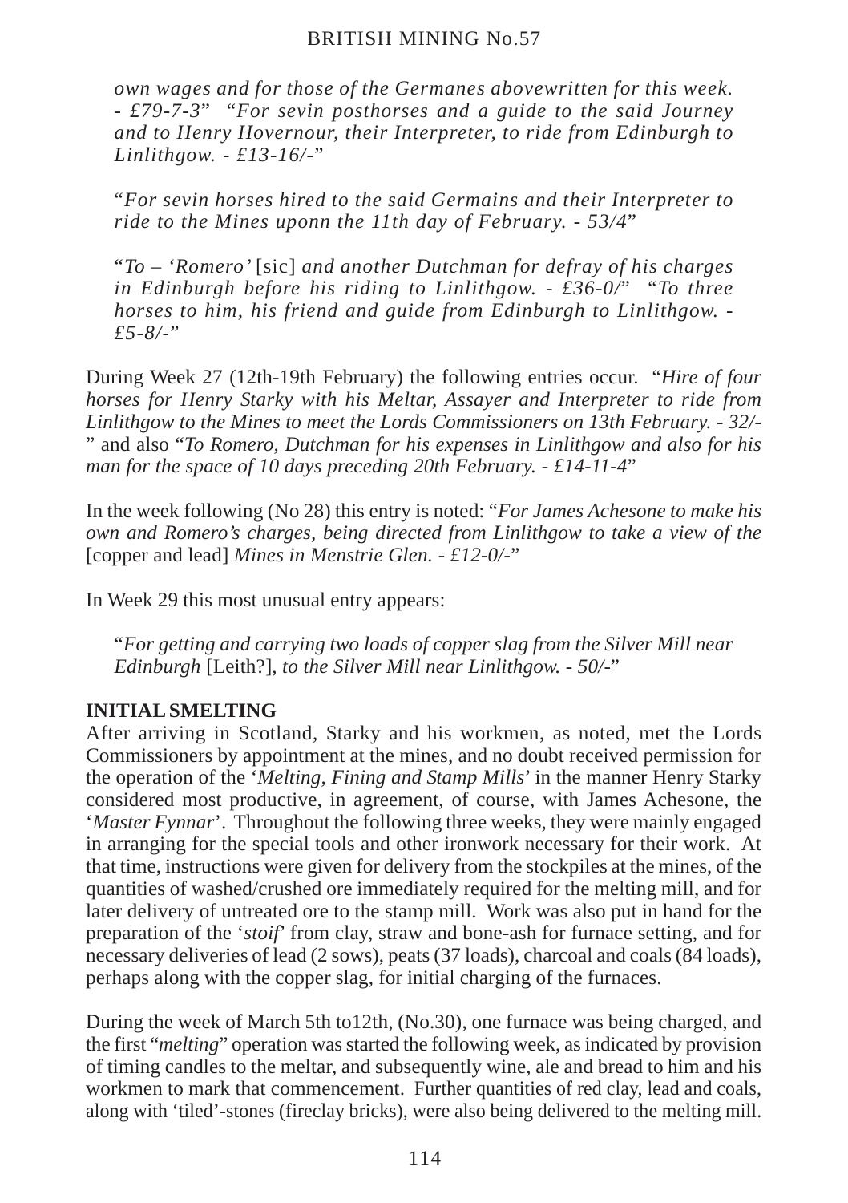*own wages and for those of the Germanes abovewritten for this week. - £79-7-3*" "*For sevin posthorses and a guide to the said Journey and to Henry Hovernour, their Interpreter, to ride from Edinburgh to Linlithgow. - £13-16/-*"

"*For sevin horses hired to the said Germains and their Interpreter to ride to the Mines uponn the 11th day of February. - 53/4*"

"*To – 'Romero'* [sic] *and another Dutchman for defray of his charges in Edinburgh before his riding to Linlithgow. - £36-0/*" "*To three horses to him, his friend and guide from Edinburgh to Linlithgow. - £5-8/-*"

During Week 27 (12th-19th February) the following entries occur. "*Hire of four horses for Henry Starky with his Meltar, Assayer and Interpreter to ride from Linlithgow to the Mines to meet the Lords Commissioners on 13th February. - 32/-*" and also "*To Romero, Dutchman for his expenses in Linlithgow and also for his man for the space of 10 days preceding 20th February. - £14-11-4*"

In the week following (No 28) this entry is noted: "*For James Achesone to make his own and Romero's charges, being directed from Linlithgow to take a view of the* [copper and lead] *Mines in Menstrie Glen. - £12-0/-*"

In Week 29 this most unusual entry appears:

"*For getting and carrying two loads of copper slag from the Silver Mill near Edinburgh* [Leith?], *to the Silver Mill near Linlithgow. - 50/-*"

**INITIAL SMELTING**

After arriving in Scotland, Starky and his workmen, as noted, met the Lords Commissioners by appointment at the mines, and no doubt received permission for the operation of the '*Melting, Fining and Stamp Mills*' in the manner Henry Starky considered most productive, in agreement, of course, with James Achesone, the '*Master Fynnar*'. Throughout the following three weeks, they were mainly engaged in arranging for the special tools and other ironwork necessary for their work. At that time, instructions were given for delivery from the stockpiles at the mines, of the quantities of washed/crushed ore immediately required for the melting mill, and for later delivery of untreated ore to the stamp mill. Work was also put in hand for the preparation of the '*stoif*' from clay, straw and bone-ash for furnace setting, and for necessary deliveries of lead (2 sows), peats (37 loads), charcoal and coals (84 loads), perhaps along with the copper slag, for initial charging of the furnaces.

During the week of March 5th to12th, (No.30), one furnace was being charged, and the first "*melting*" operation was started the following week, as indicated by provision of timing candles to the meltar, and subsequently wine, ale and bread to him and his workmen to mark that commencement. Further quantities of red clay, lead and coals, along with 'tiled'-stones (fireclay bricks), were also being delivered to the melting mill.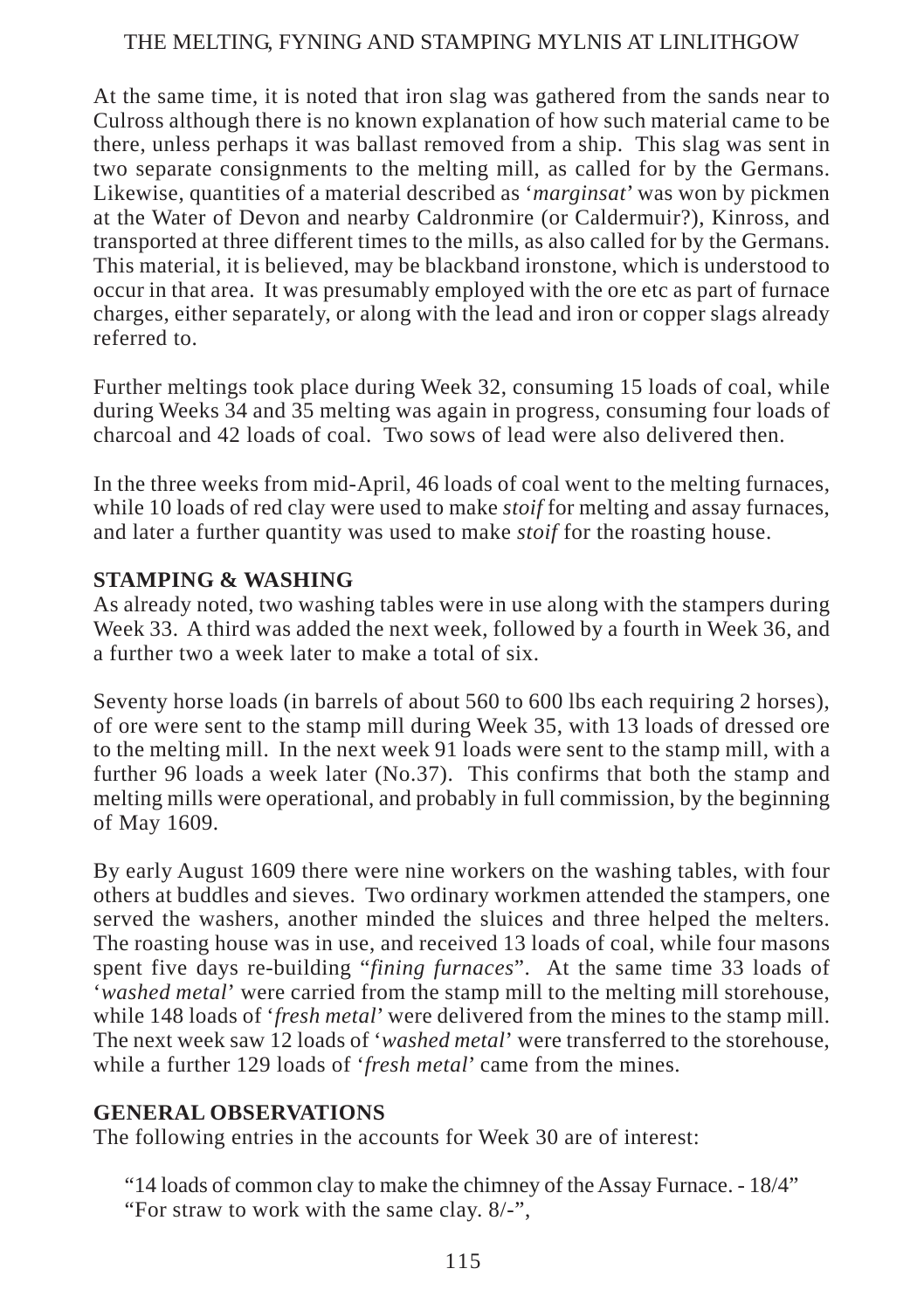At the same time, it is noted that iron slag was gathered from the sands near to Culross although there is no known explanation of how such material came to be there, unless perhaps it was ballast removed from a ship. This slag was sent in two separate consignments to the melting mill, as called for by the Germans. Likewise, quantities of a material described as '*marginsat*' was won by pickmen at the Water of Devon and nearby Caldronmire (or Caldermuir?), Kinross, and transported at three different times to the mills, as also called for by the Germans. This material, it is believed, may be blackband ironstone, which is understood to occur in that area. It was presumably employed with the ore etc as part of furnace charges, either separately, or along with the lead and iron or copper slags already referred to.

Further meltings took place during Week 32, consuming 15 loads of coal, while during Weeks 34 and 35 melting was again in progress, consuming four loads of charcoal and 42 loads of coal. Two sows of lead were also delivered then.

In the three weeks from mid-April, 46 loads of coal went to the melting furnaces, while 10 loads of red clay were used to make *stoif* for melting and assay furnaces, and later a further quantity was used to make *stoif* for the roasting house.

**STAMPING & WASHING**

As already noted, two washing tables were in use along with the stampers during Week 33. A third was added the next week, followed by a fourth in Week 36, and a further two a week later to make a total of six.

Seventy horse loads (in barrels of about 560 to 600 lbs each requiring 2 horses), of ore were sent to the stamp mill during Week 35, with 13 loads of dressed ore to the melting mill. In the next week 91 loads were sent to the stamp mill, with a further 96 loads a week later (No.37). This confirms that both the stamp and melting mills were operational, and probably in full commission, by the beginning of May 1609.

By early August 1609 there were nine workers on the washing tables, with four others at buddles and sieves. Two ordinary workmen attended the stampers, one served the washers, another minded the sluices and three helped the melters. The roasting house was in use, and received 13 loads of coal, while four masons spent five days re-building "*fining furnaces*". At the same time 33 loads of '*washed metal*' were carried from the stamp mill to the melting mill storehouse, while 148 loads of '*fresh metal*' were delivered from the mines to the stamp mill. The next week saw 12 loads of '*washed metal*' were transferred to the storehouse, while a further 129 loads of '*fresh metal*' came from the mines.

**GENERAL OBSERVATIONS**

The following entries in the accounts for Week 30 are of interest:

> "14 loads of common clay to make the chimney of the Assay Furnace. - 18/4"
> "For straw to work with the same clay. 8/-",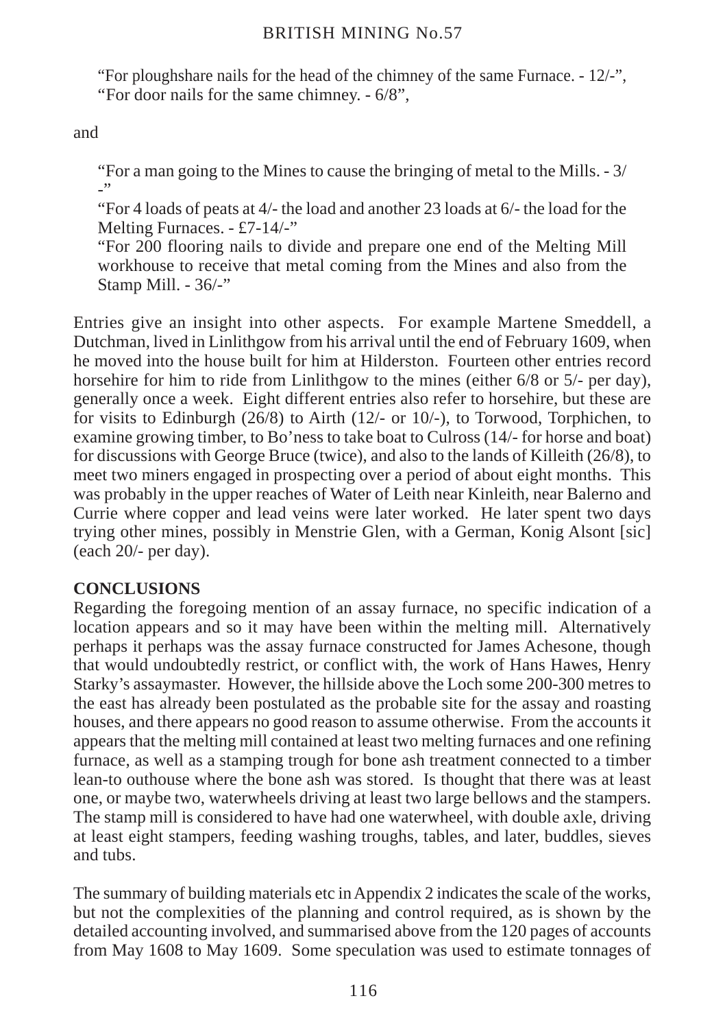"For ploughshare nails for the head of the chimney of the same Furnace. - 12/-",
"For door nails for the same chimney. - 6/8",

and

"For a man going to the Mines to cause the bringing of metal to the Mills. - 3/-"
"For 4 loads of peats at 4/- the load and another 23 loads at 6/- the load for the Melting Furnaces. - £7-14/-"
"For 200 flooring nails to divide and prepare one end of the Melting Mill workhouse to receive that metal coming from the Mines and also from the Stamp Mill. - 36/-"

Entries give an insight into other aspects. For example Martene Smeddell, a Dutchman, lived in Linlithgow from his arrival until the end of February 1609, when he moved into the house built for him at Hilderston. Fourteen other entries record horsehire for him to ride from Linlithgow to the mines (either 6/8 or 5/- per day), generally once a week. Eight different entries also refer to horsehire, but these are for visits to Edinburgh (26/8) to Airth (12/- or 10/-), to Torwood, Torphichen, to examine growing timber, to Bo'ness to take boat to Culross (14/- for horse and boat) for discussions with George Bruce (twice), and also to the lands of Killeith (26/8), to meet two miners engaged in prospecting over a period of about eight months. This was probably in the upper reaches of Water of Leith near Kinleith, near Balerno and Currie where copper and lead veins were later worked. He later spent two days trying other mines, possibly in Menstrie Glen, with a German, Konig Alsont [sic] (each 20/- per day).

**CONCLUSIONS**

Regarding the foregoing mention of an assay furnace, no specific indication of a location appears and so it may have been within the melting mill. Alternatively perhaps it perhaps was the assay furnace constructed for James Achesone, though that would undoubtedly restrict, or conflict with, the work of Hans Hawes, Henry Starky's assaymaster. However, the hillside above the Loch some 200-300 metres to the east has already been postulated as the probable site for the assay and roasting houses, and there appears no good reason to assume otherwise. From the accounts it appears that the melting mill contained at least two melting furnaces and one refining furnace, as well as a stamping trough for bone ash treatment connected to a timber lean-to outhouse where the bone ash was stored. Is thought that there was at least one, or maybe two, waterwheels driving at least two large bellows and the stampers. The stamp mill is considered to have had one waterwheel, with double axle, driving at least eight stampers, feeding washing troughs, tables, and later, buddles, sieves and tubs.

The summary of building materials etc in Appendix 2 indicates the scale of the works, but not the complexities of the planning and control required, as is shown by the detailed accounting involved, and summarised above from the 120 pages of accounts from May 1608 to May 1609. Some speculation was used to estimate tonnages of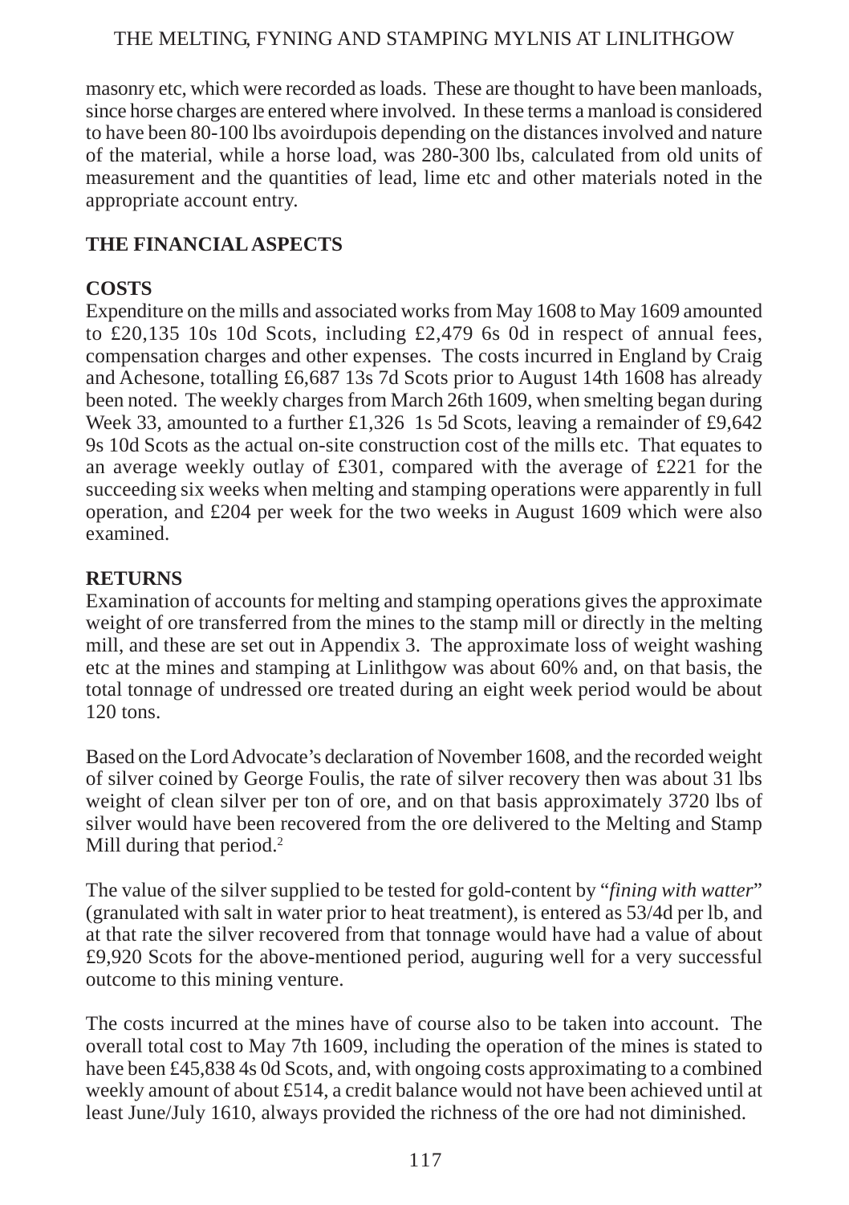masonry etc, which were recorded as loads. These are thought to have been manloads, since horse charges are entered where involved. In these terms a manload is considered to have been 80-100 lbs avoirdupois depending on the distances involved and nature of the material, while a horse load, was 280-300 lbs, calculated from old units of measurement and the quantities of lead, lime etc and other materials noted in the appropriate account entry.

## THE FINANCIAL ASPECTS

### COSTS

Expenditure on the mills and associated works from May 1608 to May 1609 amounted to £20,135 10s 10d Scots, including £2,479 6s 0d in respect of annual fees, compensation charges and other expenses. The costs incurred in England by Craig and Achesone, totalling £6,687 13s 7d Scots prior to August 14th 1608 has already been noted. The weekly charges from March 26th 1609, when smelting began during Week 33, amounted to a further £1,326 1s 5d Scots, leaving a remainder of £9,642 9s 10d Scots as the actual on-site construction cost of the mills etc. That equates to an average weekly outlay of £301, compared with the average of £221 for the succeeding six weeks when melting and stamping operations were apparently in full operation, and £204 per week for the two weeks in August 1609 which were also examined.

### RETURNS

Examination of accounts for melting and stamping operations gives the approximate weight of ore transferred from the mines to the stamp mill or directly in the melting mill, and these are set out in Appendix 3. The approximate loss of weight washing etc at the mines and stamping at Linlithgow was about 60% and, on that basis, the total tonnage of undressed ore treated during an eight week period would be about 120 tons.

Based on the Lord Advocate's declaration of November 1608, and the recorded weight of silver coined by George Foulis, the rate of silver recovery then was about 31 lbs weight of clean silver per ton of ore, and on that basis approximately 3720 lbs of silver would have been recovered from the ore delivered to the Melting and Stamp Mill during that period.[2]

The value of the silver supplied to be tested for gold-content by "*fining with watter*" (granulated with salt in water prior to heat treatment), is entered as 53/4d per lb, and at that rate the silver recovered from that tonnage would have had a value of about £9,920 Scots for the above-mentioned period, auguring well for a very successful outcome to this mining venture.

The costs incurred at the mines have of course also to be taken into account. The overall total cost to May 7th 1609, including the operation of the mines is stated to have been £45,838 4s 0d Scots, and, with ongoing costs approximating to a combined weekly amount of about £514, a credit balance would not have been achieved until at least June/July 1610, always provided the richness of the ore had not diminished.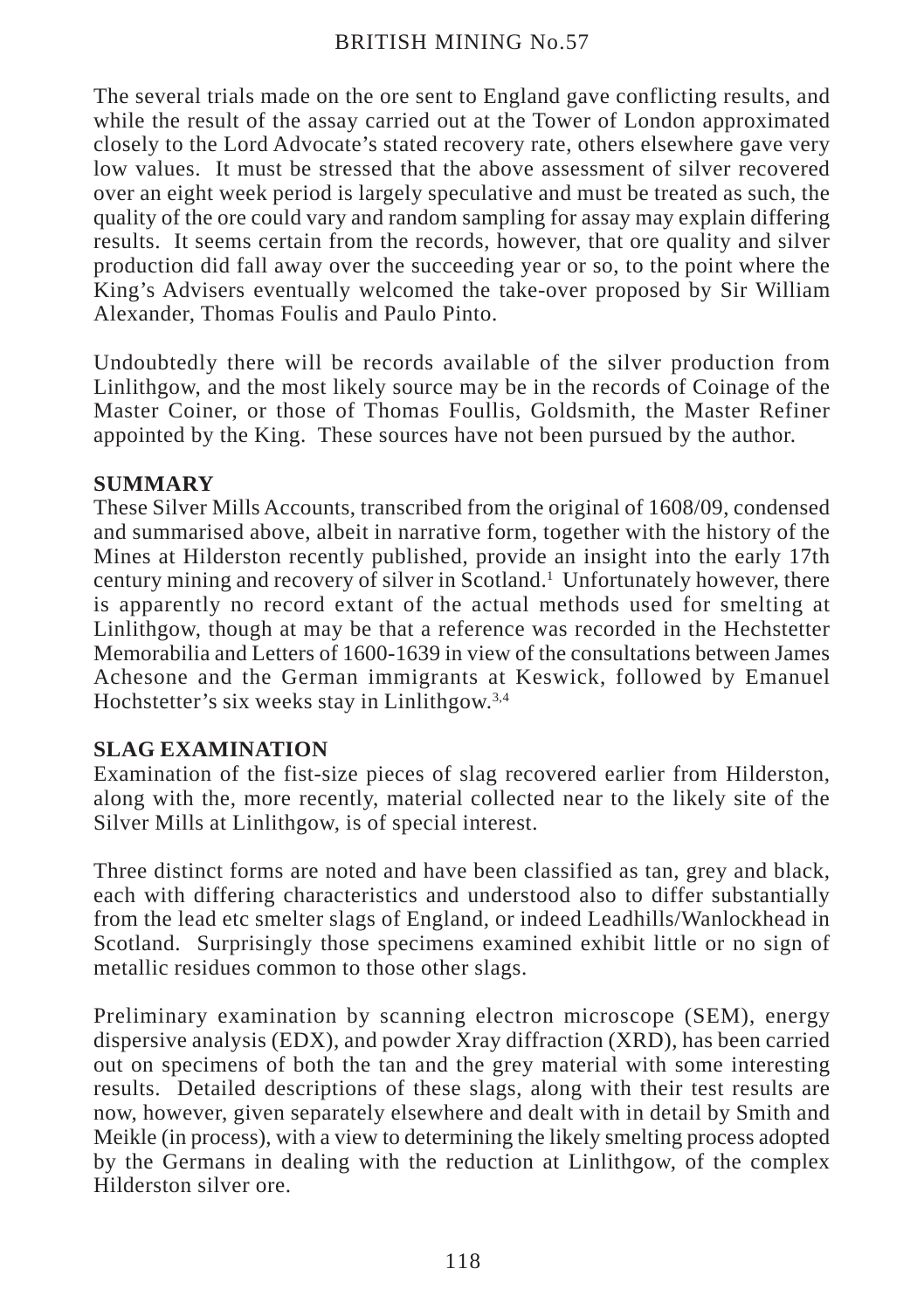The several trials made on the ore sent to England gave conflicting results, and while the result of the assay carried out at the Tower of London approximated closely to the Lord Advocate's stated recovery rate, others elsewhere gave very low values. It must be stressed that the above assessment of silver recovered over an eight week period is largely speculative and must be treated as such, the quality of the ore could vary and random sampling for assay may explain differing results. It seems certain from the records, however, that ore quality and silver production did fall away over the succeeding year or so, to the point where the King's Advisers eventually welcomed the take-over proposed by Sir William Alexander, Thomas Foulis and Paulo Pinto.

Undoubtedly there will be records available of the silver production from Linlithgow, and the most likely source may be in the records of Coinage of the Master Coiner, or those of Thomas Foullis, Goldsmith, the Master Refiner appointed by the King. These sources have not been pursued by the author.

## SUMMARY

These Silver Mills Accounts, transcribed from the original of 1608/09, condensed and summarised above, albeit in narrative form, together with the history of the Mines at Hilderston recently published, provide an insight into the early 17th century mining and recovery of silver in Scotland.[1] Unfortunately however, there is apparently no record extant of the actual methods used for smelting at Linlithgow, though at may be that a reference was recorded in the Hechstetter Memorabilia and Letters of 1600-1639 in view of the consultations between James Achesone and the German immigrants at Keswick, followed by Emanuel Hochstetter's six weeks stay in Linlithgow.[3,4]

## SLAG EXAMINATION

Examination of the fist-size pieces of slag recovered earlier from Hilderston, along with the, more recently, material collected near to the likely site of the Silver Mills at Linlithgow, is of special interest.

Three distinct forms are noted and have been classified as tan, grey and black, each with differing characteristics and understood also to differ substantially from the lead etc smelter slags of England, or indeed Leadhills/Wanlockhead in Scotland. Surprisingly those specimens examined exhibit little or no sign of metallic residues common to those other slags.

Preliminary examination by scanning electron microscope (SEM), energy dispersive analysis (EDX), and powder Xray diffraction (XRD), has been carried out on specimens of both the tan and the grey material with some interesting results. Detailed descriptions of these slags, along with their test results are now, however, given separately elsewhere and dealt with in detail by Smith and Meikle (in process), with a view to determining the likely smelting process adopted by the Germans in dealing with the reduction at Linlithgow, of the complex Hilderston silver ore.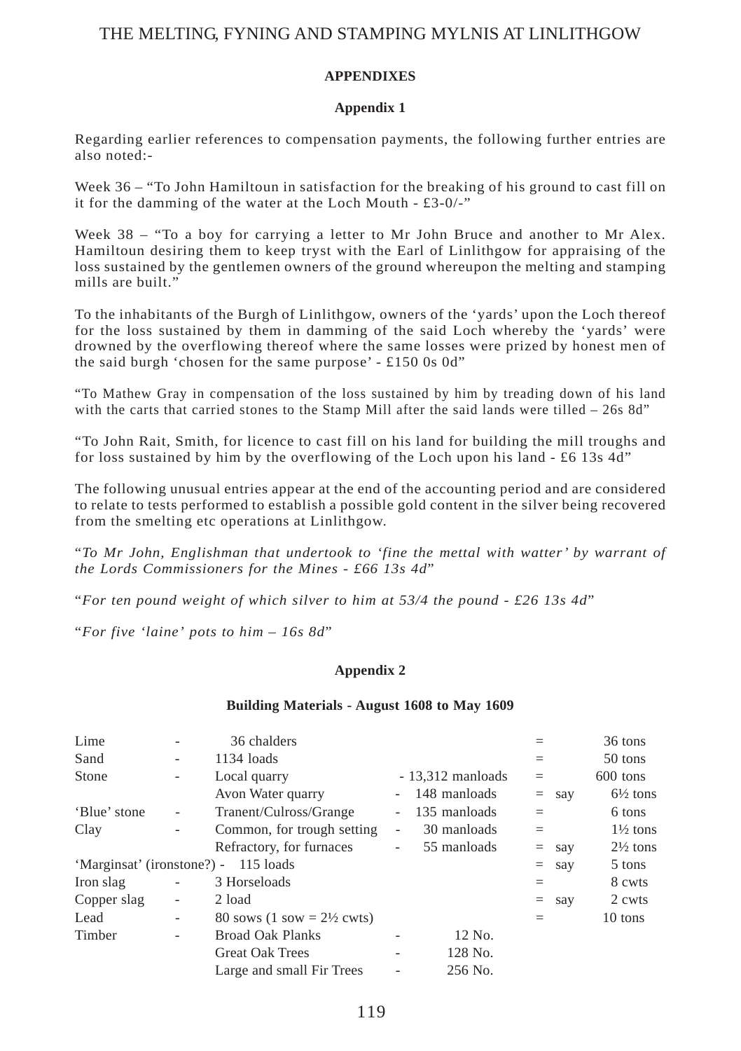## APPENDIXES

### Appendix 1

Regarding earlier references to compensation payments, the following further entries are also noted:-

Week 36 – "To John Hamiltoun in satisfaction for the breaking of his ground to cast fill on it for the damming of the water at the Loch Mouth - £3-0/-"

Week 38 – "To a boy for carrying a letter to Mr John Bruce and another to Mr Alex. Hamiltoun desiring them to keep tryst with the Earl of Linlithgow for appraising of the loss sustained by the gentlemen owners of the ground whereupon the melting and stamping mills are built."

To the inhabitants of the Burgh of Linlithgow, owners of the 'yards' upon the Loch thereof for the loss sustained by them in damming of the said Loch whereby the 'yards' were drowned by the overflowing thereof where the same losses were prized by honest men of the said burgh 'chosen for the same purpose' - £150 0s 0d"

"To Mathew Gray in compensation of the loss sustained by him by treading down of his land with the carts that carried stones to the Stamp Mill after the said lands were tilled – 26s 8d"

"To John Rait, Smith, for licence to cast fill on his land for building the mill troughs and for loss sustained by him by the overflowing of the Loch upon his land - £6 13s 4d"

The following unusual entries appear at the end of the accounting period and are considered to relate to tests performed to establish a possible gold content in the silver being recovered from the smelting etc operations at Linlithgow.

"*To Mr John, Englishman that undertook to 'fine the mettal with watter' by warrant of the Lords Commissioners for the Mines - £66 13s 4d*"

"*For ten pound weight of which silver to him at 53/4 the pound - £26 13s 4d*"

"*For five 'laine' pots to him – 16s 8d*"

### Appendix 2

#### Building Materials - August 1608 to May 1609

| Material | | Source / Description | | Quantity | | | Equivalent |
|---|---|---|---|---|---|---|---|
| Lime | - | 36 chalders | | | = | | 36 tons |
| Sand | - | 1134 loads | | | = | | 50 tons |
| Stone | - | Local quarry | - | 13,312 manloads | = | | 600 tons |
| | | Avon Water quarry | - | 148 manloads | = | say | 6½ tons |
| 'Blue' stone | - | Tranent/Culross/Grange | - | 135 manloads | = | | 6 tons |
| Clay | - | Common, for trough setting | - | 30 manloads | = | | 1½ tons |
| | | Refractory, for furnaces | - | 55 manloads | = | say | 2½ tons |
| 'Marginsat' (ironstone?) | - | 115 loads | | | = | say | 5 tons |
| Iron slag | - | 3 Horseloads | | | = | | 8 cwts |
| Copper slag | - | 2 load | | | = | say | 2 cwts |
| Lead | - | 80 sows (1 sow = 2½ cwts) | | | = | | 10 tons |
| Timber | - | Broad Oak Planks | - | 12 No. | | | |
| | | Great Oak Trees | - | 128 No. | | | |
| | | Large and small Fir Trees | - | 256 No. | | | |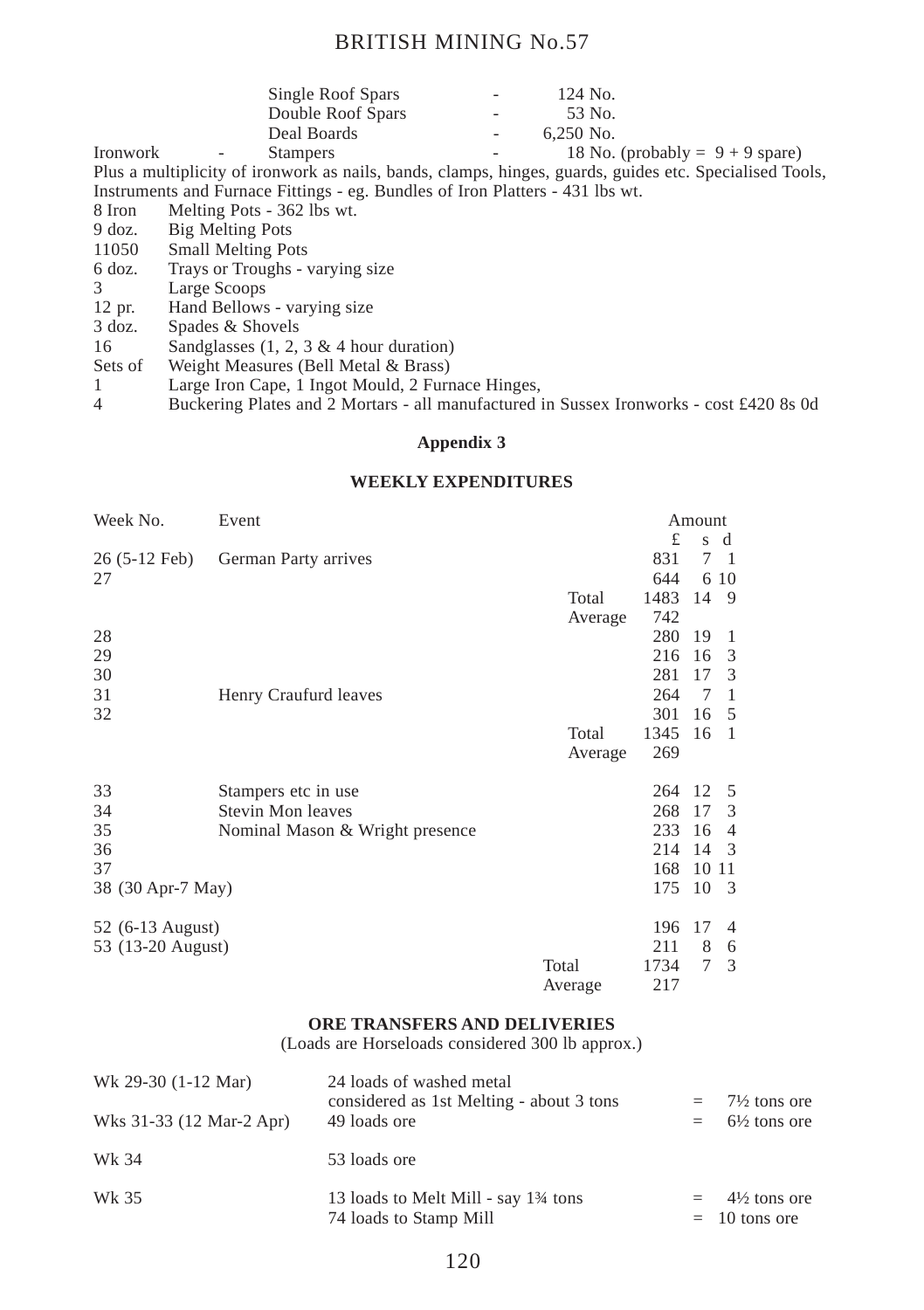| | | | |
|---|---|---|---|
| | Single Roof Spars | - | 124 No. |
| | Double Roof Spars | - | 53 No. |
| | Deal Boards | - | 6,250 No. |
| Ironwork - | Stampers | - | 18 No. (probably = 9 + 9 spare) |

Plus a multiplicity of ironwork as nails, bands, clamps, hinges, guards, guides etc. Specialised Tools, Instruments and Furnace Fittings - eg. Bundles of Iron Platters - 431 lbs wt.

| | |
|---|---|
| 8 Iron | Melting Pots - 362 lbs wt. |
| 9 doz. | Big Melting Pots |
| 11050 | Small Melting Pots |
| 6 doz. | Trays or Troughs - varying size |
| 3 | Large Scoops |
| 12 pr. | Hand Bellows - varying size |
| 3 doz. | Spades & Shovels |
| 16 | Sandglasses (1, 2, 3 & 4 hour duration) |
| Sets of | Weight Measures (Bell Metal & Brass) |
| 1 | Large Iron Cape, 1 Ingot Mould, 2 Furnace Hinges, |
| 4 | Buckering Plates and 2 Mortars - all manufactured in Sussex Ironworks - cost £420 8s 0d |

## Appendix 3

### WEEKLY EXPENDITURES

| Week No. | Event | | Amount £ | s | d |
|---|---|---|---|---|---|
| 26 (5-12 Feb) | German Party arrives | | 831 | 7 | 1 |
| 27 | | | 644 | 6 | 10 |
| | | Total | 1483 | 14 | 9 |
| | | Average | 742 | | |
| 28 | | | 280 | 19 | 1 |
| 29 | | | 216 | 16 | 3 |
| 30 | | | 281 | 17 | 3 |
| 31 | Henry Craufurd leaves | | 264 | 7 | 1 |
| 32 | | | 301 | 16 | 5 |
| | | Total | 1345 | 16 | 1 |
| | | Average | 269 | | |
| 33 | Stampers etc in use | | 264 | 12 | 5 |
| 34 | Stevin Mon leaves | | 268 | 17 | 3 |
| 35 | Nominal Mason & Wright presence | | 233 | 16 | 4 |
| 36 | | | 214 | 14 | 3 |
| 37 | | | 168 | 10 | 11 |
| 38 (30 Apr-7 May) | | | 175 | 10 | 3 |
| 52 (6-13 August) | | | 196 | 17 | 4 |
| 53 (13-20 August) | | | 211 | 8 | 6 |
| | | Total | 1734 | 7 | 3 |
| | | Average | 217 | | |

### ORE TRANSFERS AND DELIVERIES

(Loads are Horseloads considered 300 lb approx.)

| | | |
|---|---|---|
| Wk 29-30 (1-12 Mar) | 24 loads of washed metal considered as 1st Melting - about 3 tons | = 7½ tons ore |
| Wks 31-33 (12 Mar-2 Apr) | 49 loads ore | = 6½ tons ore |
| Wk 34 | 53 loads ore | |
| Wk 35 | 13 loads to Melt Mill - say 1¾ tons | = 4½ tons ore |
| | 74 loads to Stamp Mill | = 10 tons ore |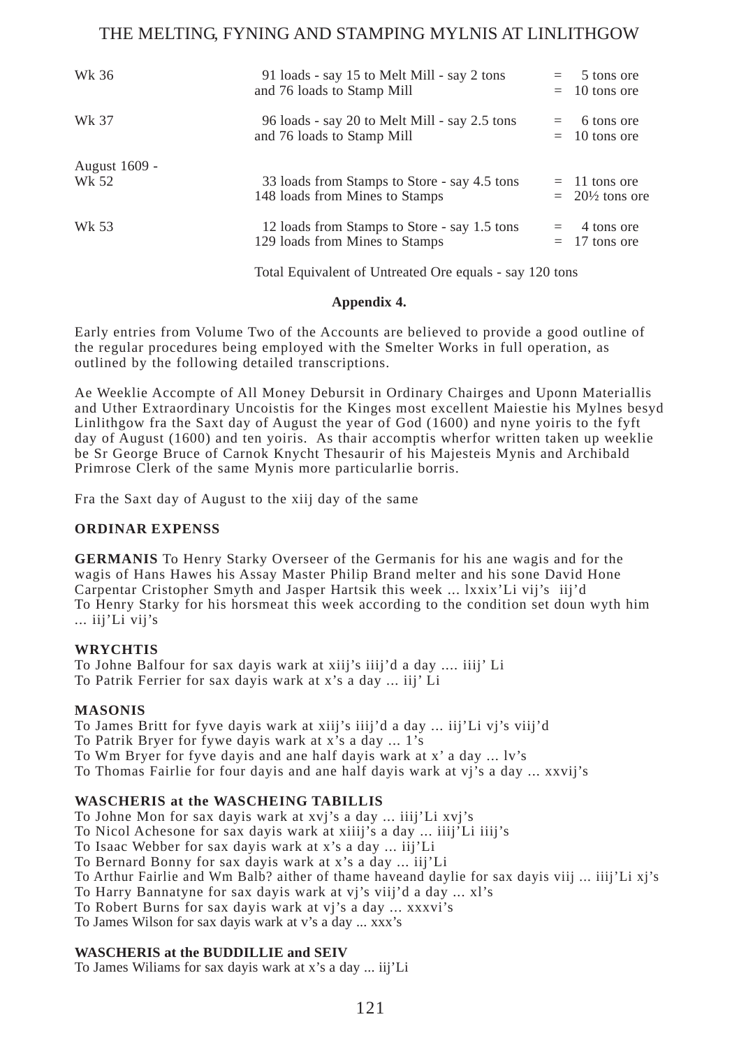| | | |
|---|---|---|
| Wk 36 | 91 loads - say 15 to Melt Mill - say 2 tons | = 5 tons ore |
| | and 76 loads to Stamp Mill | = 10 tons ore |
| Wk 37 | 96 loads - say 20 to Melt Mill - say 2.5 tons | = 6 tons ore |
| | and 76 loads to Stamp Mill | = 10 tons ore |
| August 1609 - Wk 52 | 33 loads from Stamps to Store - say 4.5 tons | = 11 tons ore |
| | 148 loads from Mines to Stamps | = 20½ tons ore |
| Wk 53 | 12 loads from Stamps to Store - say 1.5 tons | = 4 tons ore |
| | 129 loads from Mines to Stamps | = 17 tons ore |

Total Equivalent of Untreated Ore equals - say 120 tons

**Appendix 4.**

Early entries from Volume Two of the Accounts are believed to provide a good outline of the regular procedures being employed with the Smelter Works in full operation, as outlined by the following detailed transcriptions.

Ae Weeklie Accompte of All Money Debursit in Ordinary Chairges and Uponn Materiallis and Uther Extraordinary Uncoistis for the Kinges most excellent Maiestie his Mylnes besyd Linlithgow fra the Saxt day of August the year of God (1600) and nyne yoiris to the fyft day of August (1600) and ten yoiris. As thair accomptis wherfor written taken up weeklie be Sr George Bruce of Carnok Knycht Thesaurir of his Majesteis Mynis and Archibald Primrose Clerk of the same Mynis more particularlie borris.

Fra the Saxt day of August to the xiij day of the same

**ORDINAR EXPENSS**

**GERMANIS** To Henry Starky Overseer of the Germanis for his ane wagis and for the wagis of Hans Hawes his Assay Master Philip Brand melter and his sone David Hone Carpentar Cristopher Smyth and Jasper Hartsik this week ... lxxix'Li vij's iij'd
To Henry Starky for his horsmeat this week according to the condition set doun wyth him ... iij'Li vij's

**WRYCHTIS**
To Johne Balfour for sax dayis wark at xiij's iiij'd a day .... iiij' Li
To Patrik Ferrier for sax dayis wark at x's a day ... iij' Li

**MASONIS**
To James Britt for fyve dayis wark at xiij's iiij'd a day ... iij'Li vj's viij'd
To Patrik Bryer for fywe dayis wark at x's a day ... 1's
To Wm Bryer for fyve dayis and ane half dayis wark at x' a day ... lv's
To Thomas Fairlie for four dayis and ane half dayis wark at vj's a day ... xxvij's

**WASCHERIS at the WASCHEING TABILLIS**
To Johne Mon for sax dayis wark at xvj's a day ... iiij'Li xvj's
To Nicol Achesone for sax dayis wark at xiiij's a day ... iiij'Li iiij's
To Isaac Webber for sax dayis wark at x's a day ... iij'Li
To Bernard Bonny for sax dayis wark at x's a day ... iij'Li
To Arthur Fairlie and Wm Balb? aither of thame haveand daylie for sax dayis viij ... iiij'Li xj's
To Harry Bannatyne for sax dayis wark at vj's viij'd a day ... xl's
To Robert Burns for sax dayis wark at vj's a day ... xxxvi's
To James Wilson for sax dayis wark at v's a day ... xxx's

**WASCHERIS at the BUDDILLIE and SEIV**
To James Wiliams for sax dayis wark at x's a day ... iij'Li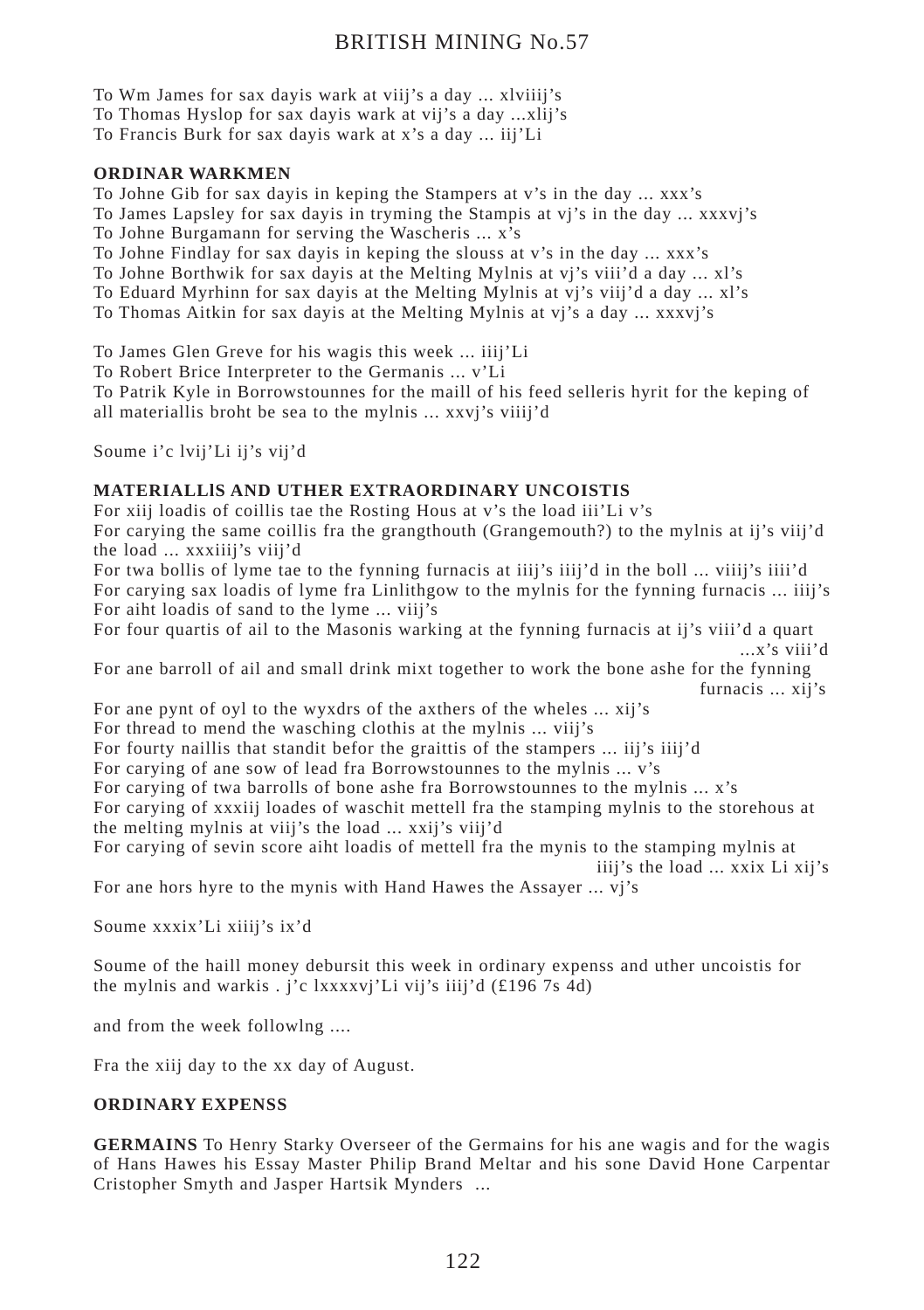To Wm James for sax dayis wark at viij's a day ... xlviiij's
To Thomas Hyslop for sax dayis wark at vij's a day ...xlij's
To Francis Burk for sax dayis wark at x's a day ... iij'Li

**ORDINAR WARKMEN**

To Johne Gib for sax dayis in keping the Stampers at v's in the day ... xxx's
To James Lapsley for sax dayis in tryming the Stampis at vj's in the day ... xxxvj's
To Johne Burgamann for serving the Wascheris ... x's
To Johne Findlay for sax dayis in keping the slouss at v's in the day ... xxx's
To Johne Borthwik for sax dayis at the Melting Mylnis at vj's viii'd a day ... xl's
To Eduard Myrhinn for sax dayis at the Melting Mylnis at vj's viij'd a day ... xl's
To Thomas Aitkin for sax dayis at the Melting Mylnis at vj's a day ... xxxvj's

To James Glen Greve for his wagis this week ... iiij'Li
To Robert Brice Interpreter to the Germanis ... v'Li
To Patrik Kyle in Borrowstounnes for the maill of his feed selleris hyrit for the keping of all materiallis broht be sea to the mylnis ... xxvj's viiij'd

Soume i'c lvij'Li ij's vij'd

**MATERIALLlS AND UTHER EXTRAORDINARY UNCOISTIS**

For xiij loadis of coillis tae the Rosting Hous at v's the load iii'Li v's
For carying the same coillis fra the grangthouth (Grangemouth?) to the mylnis at ij's viij'd the load ... xxxiiij's viij'd
For twa bollis of lyme tae to the fynning furnacis at iiij's iiij'd in the boll ... viiij's iiii'd
For carying sax loadis of lyme fra Linlithgow to the mylnis for the fynning furnacis ... iiij's
For aiht loadis of sand to the lyme ... viij's
For four quartis of ail to the Masonis warking at the fynning furnacis at ij's viii'd a quart ...x's viii'd
For ane barroll of ail and small drink mixt together to work the bone ashe for the fynning furnacis ... xij's
For ane pynt of oyl to the wyxdrs of the axthers of the wheles ... xij's
For thread to mend the wasching clothis at the mylnis ... viij's
For fourty naillis that standit befor the graittis of the stampers ... iij's iiij'd
For carying of ane sow of lead fra Borrowstounnes to the mylnis ... v's
For carying of twa barrolls of bone ashe fra Borrowstounnes to the mylnis ... x's
For carying of xxxiij loades of waschit mettell fra the stamping mylnis to the storehous at the melting mylnis at viij's the load ... xxij's viij'd
For carying of sevin score aiht loadis of mettell fra the mynis to the stamping mylnis at iiij's the load ... xxix Li xij's
For ane hors hyre to the mynis with Hand Hawes the Assayer ... vj's

Soume xxxix'Li xiiij's ix'd

Soume of the haill money debursit this week in ordinary expenss and uther uncoistis for the mylnis and warkis . j'c lxxxxvj'Li vij's iiij'd (£196 7s 4d)

and from the week followlng ....

Fra the xiij day to the xx day of August.

**ORDINARY EXPENSS**

**GERMAINS** To Henry Starky Overseer of the Germains for his ane wagis and for the wagis of Hans Hawes his Essay Master Philip Brand Meltar and his sone David Hone Carpentar Cristopher Smyth and Jasper Hartsik Mynders ...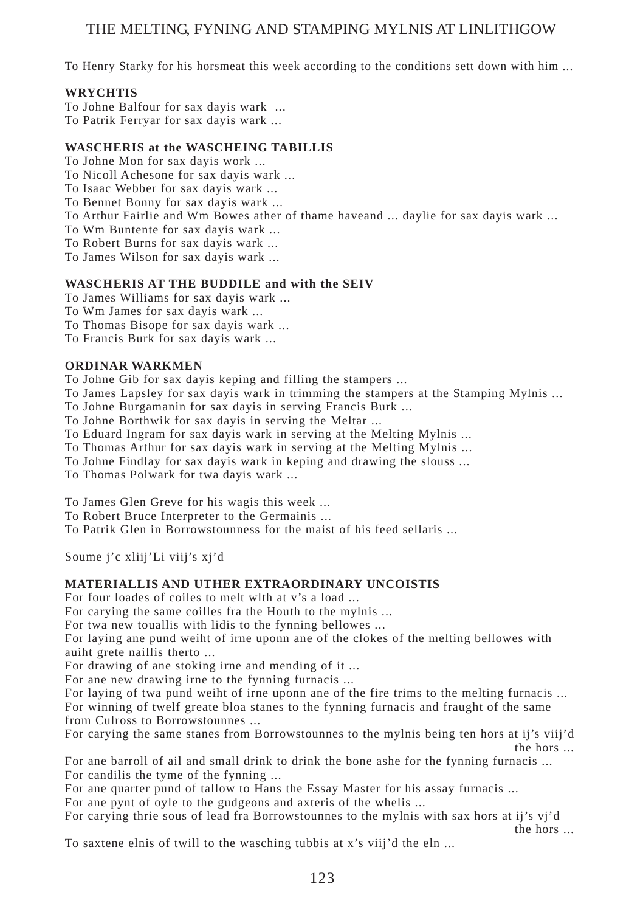To Henry Starky for his horsmeat this week according to the conditions sett down with him ...

**WRYCHTIS**

To Johne Balfour for sax dayis wark ...
To Patrik Ferryar for sax dayis wark ...

**WASCHERIS at the WASCHEING TABILLIS**

To Johne Mon for sax dayis work ...
To Nicoll Achesone for sax dayis wark ...
To Isaac Webber for sax dayis wark ...
To Bennet Bonny for sax dayis wark ...
To Arthur Fairlie and Wm Bowes ather of thame haveand ... daylie for sax dayis wark ...
To Wm Buntente for sax dayis wark ...
To Robert Burns for sax dayis wark ...
To James Wilson for sax dayis wark ...

**WASCHERIS AT THE BUDDILE and with the SEIV**

To James Williams for sax dayis wark ...
To Wm James for sax dayis wark ...
To Thomas Bisope for sax dayis wark ...
To Francis Burk for sax dayis wark ...

**ORDINAR WARKMEN**

To Johne Gib for sax dayis keping and filling the stampers ...
To James Lapsley for sax dayis wark in trimming the stampers at the Stamping Mylnis ...
To Johne Burgamanin for sax dayis in serving Francis Burk ...
To Johne Borthwik for sax dayis in serving the Meltar ...
To Eduard Ingram for sax dayis wark in serving at the Melting Mylnis ...
To Thomas Arthur for sax dayis wark in serving at the Melting Mylnis ...
To Johne Findlay for sax dayis wark in keping and drawing the slouss ...
To Thomas Polwark for twa dayis wark ...

To James Glen Greve for his wagis this week ...
To Robert Bruce Interpreter to the Germainis ...
To Patrik Glen in Borrowstounness for the maist of his feed sellaris ...

Soume j'c xliij'Li viij's xj'd

**MATERIALLIS AND UTHER EXTRAORDINARY UNCOISTIS**

For four loades of coiles to melt wlth at v's a load ...
For carying the same coilles fra the Houth to the mylnis ...
For twa new touallis with lidis to the fynning bellowes ...
For laying ane pund weiht of irne uponn ane of the clokes of the melting bellowes with auiht grete naillis therto ...
For drawing of ane stoking irne and mending of it ...
For ane new drawing irne to the fynning furnacis ...
For laying of twa pund weiht of irne uponn ane of the fire trims to the melting furnacis ...
For winning of twelf greate bloa stanes to the fynning furnacis and fraught of the same from Culross to Borrowstounnes ...
For carying the same stanes from Borrowstounnes to the mylnis being ten hors at ij's viij'd the hors ...
For ane barroll of ail and small drink to drink the bone ashe for the fynning furnacis ...
For candilis the tyme of the fynning ...
For ane quarter pund of tallow to Hans the Essay Master for his assay furnacis ...
For ane pynt of oyle to the gudgeons and axteris of the whelis ...
For carying thrie sous of lead fra Borrowstounnes to the mylnis with sax hors at ij's vj'd the hors ...
To saxtene elnis of twill to the wasching tubbis at x's viij'd the eln ...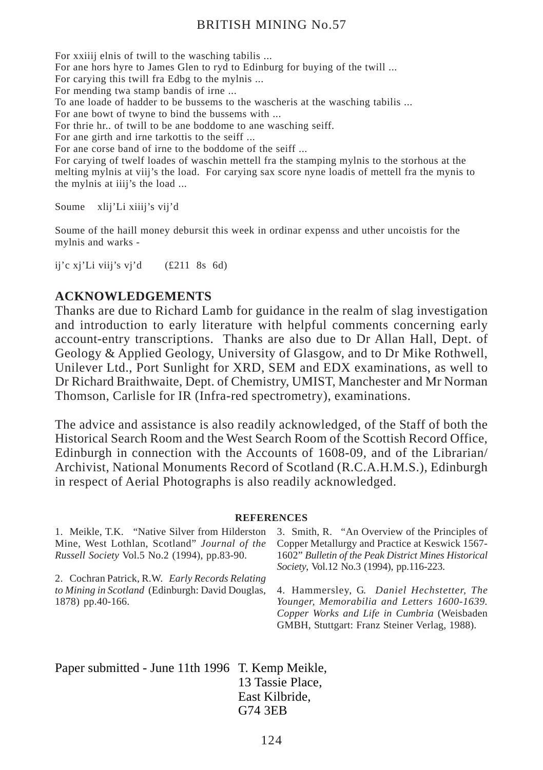For xxiiij elnis of twill to the wasching tabilis ...
For ane hors hyre to James Glen to ryd to Edinburg for buying of the twill ...
For carying this twill fra Edbg to the mylnis ...
For mending twa stamp bandis of irne ...
To ane loade of hadder to be bussems to the wascheris at the wasching tabilis ...
For ane bowt of twyne to bind the bussems with ...
For thrie hr.. of twill to be ane boddome to ane wasching seiff.
For ane girth and irne tarkottis to the seiff ...
For ane corse band of irne to the boddome of the seiff ...
For carying of twelf loades of waschin mettell fra the stamping mylnis to the storhous at the melting mylnis at viij's the load. For carying sax score nyne loadis of mettell fra the mynis to the mylnis at iiij's the load ...

Soume xlij'Li xiiij's vij'd

Soume of the haill money debursit this week in ordinar expenss and uther uncoistis for the mylnis and warks -

ij'c xj'Li viij's vj'd (£211 8s 6d)

## ACKNOWLEDGEMENTS

Thanks are due to Richard Lamb for guidance in the realm of slag investigation and introduction to early literature with helpful comments concerning early account-entry transcriptions. Thanks are also due to Dr Allan Hall, Dept. of Geology & Applied Geology, University of Glasgow, and to Dr Mike Rothwell, Unilever Ltd., Port Sunlight for XRD, SEM and EDX examinations, as well to Dr Richard Braithwaite, Dept. of Chemistry, UMIST, Manchester and Mr Norman Thomson, Carlisle for IR (Infra-red spectrometry), examinations.

The advice and assistance is also readily acknowledged, of the Staff of both the Historical Search Room and the West Search Room of the Scottish Record Office, Edinburgh in connection with the Accounts of 1608-09, and of the Librarian/Archivist, National Monuments Record of Scotland (R.C.A.H.M.S.), Edinburgh in respect of Aerial Photographs is also readily acknowledged.

### REFERENCES

1. Meikle, T.K. "Native Silver from Hilderston Mine, West Lothlan, Scotland" *Journal of the Russell Society* Vol.5 No.2 (1994), pp.83-90.

2. Cochran Patrick, R.W. *Early Records Relating to Mining in Scotland* (Edinburgh: David Douglas, 1878) pp.40-166.

3. Smith, R. "An Overview of the Principles of Copper Metallurgy and Practice at Keswick 1567-1602" *Bulletin of the Peak District Mines Historical Society*, Vol.12 No.3 (1994), pp.116-223.

4. Hammersley, G. *Daniel Hechstetter, The Younger, Memorabilia and Letters 1600-1639. Copper Works and Life in Cumbria* (Weisbaden GMBH, Stuttgart: Franz Steiner Verlag, 1988).

Paper submitted - June 11th 1996

T. Kemp Meikle,
13 Tassie Place,
East Kilbride,
G74 3EB